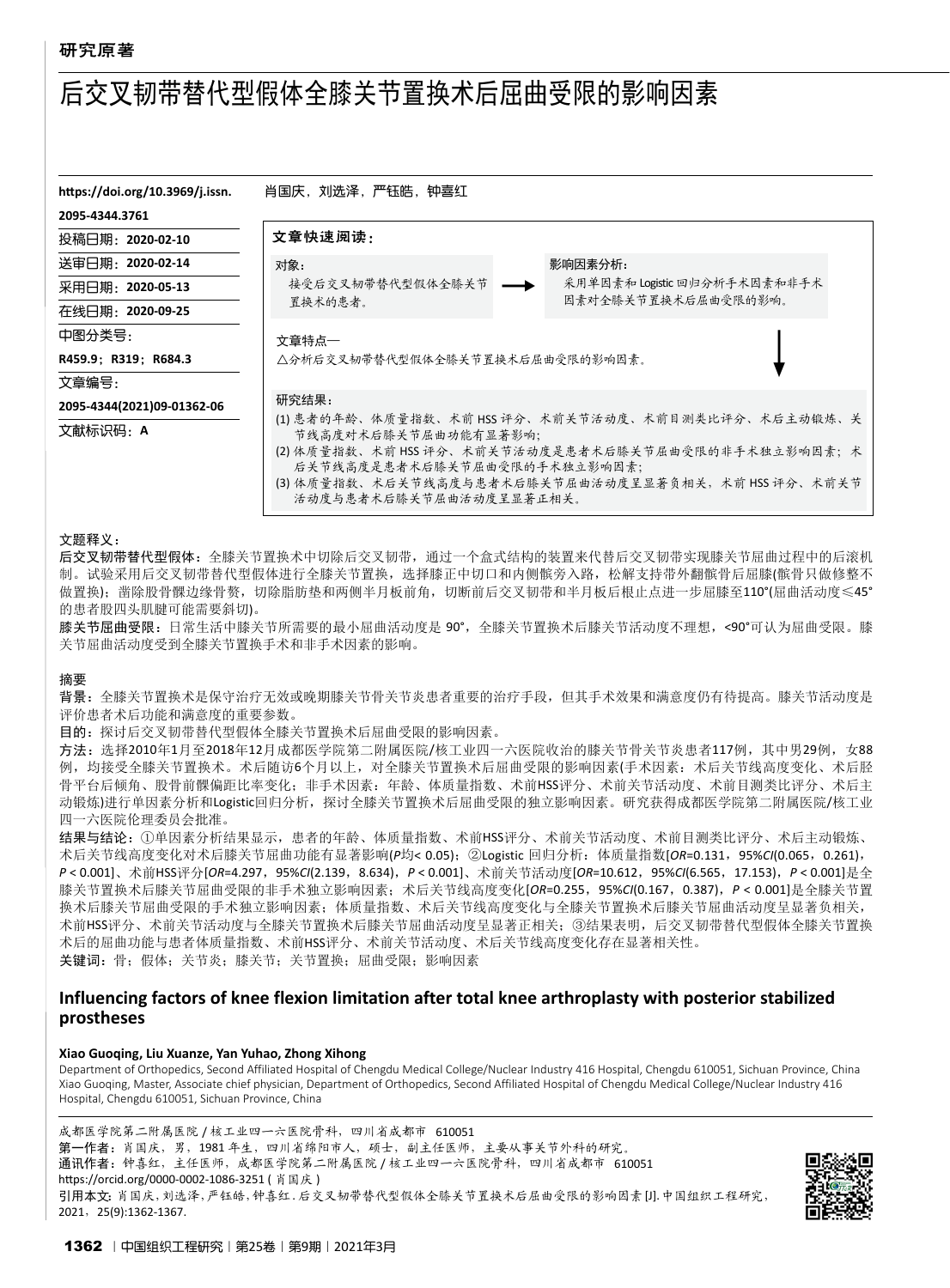研究原著

# 后交叉韧带替代型假体全膝关节置换术后屈曲受限的影响因素

https://doi.org/10.3969/j.issn.2095-4344.3761

投稿日期：2020-02-10
送审日期：2020-02-14
采用日期：2020-05-13
在线日期：2020-09-25
中图分类号：
R459.9；R319；R684.3
文章编号：
2095-4344(2021)09-01362-06
文献标识码：A

肖国庆，刘选泽，严钰皓，钟喜红

**文章快速阅读：**

对象：
接受后交叉韧带替代型假体全膝关节置换术的患者。

影响因素分析：
采用单因素和 Logistic 回归分析手术因素和非手术因素对全膝关节置换术后屈曲受限的影响。

文章特点—
△分析后交叉韧带替代型假体全膝关节置换术后屈曲受限的影响因素。

研究结果：
(1) 患者的年龄、体质量指数、术前 HSS 评分、术前关节活动度、术前目测类比评分、术后主动锻炼、关节线高度对术后膝关节屈曲功能有显著影响；
(2) 体质量指数、术前 HSS 评分、术前关节活动度是患者术后膝关节屈曲受限的非手术独立影响因素；术后关节线高度是患者术后膝关节屈曲受限的手术独立影响因素；
(3) 体质量指数、术后关节线高度与患者术后膝关节屈曲活动度呈显著负相关，术前 HSS 评分、术前关节活动度与患者术后膝关节屈曲活动度呈显著正相关。

文题释义：
**后交叉韧带替代型假体**：全膝关节置换术中切除后交叉韧带，通过一个盒式结构的装置来代替后交叉韧带实现膝关节屈曲过程中的后滚机制。试验采用后交叉韧带替代型假体进行全膝关节置换，选择膝正中切口和内侧髌旁入路，松解支持带外翻髌骨后屈膝(髌骨只做修整不做置换)；凿除股骨髁边缘骨赘，切除脂肪垫和两侧半月板前角，切断前后交叉韧带和半月板后根止点进一步屈膝至110°(屈曲活动度≤45°的患者股四头肌腱可能需要斜切)。
**膝关节屈曲受限**：日常生活中膝关节所需要的最小屈曲活动度是 90°，全膝关节置换术后膝关节活动度不理想，<90°可认为屈曲受限。膝关节屈曲活动度受到全膝关节置换手术和非手术因素的影响。

## 摘要

**背景**：全膝关节置换术是保守治疗无效或晚期膝关节骨关节炎患者重要的治疗手段，但其手术效果和满意度仍有待提高。膝关节活动度是评价患者术后功能和满意度的重要参数。
**目的**：探讨后交叉韧带替代型假体全膝关节置换术后屈曲受限的影响因素。
**方法**：选择2010年1月至2018年12月成都医学院第二附属医院/核工业四一六医院收治的膝关节骨关节炎患者117例，其中男29例，女88例，均接受全膝关节置换术。术后随访6个月以上，对全膝关节置换术后屈曲受限的影响因素(手术因素：术后关节线高度变化、术后胫骨平台后倾角、股骨前髁偏距比率变化；非手术因素：年龄、体质量指数、术前HSS评分、术前关节活动度、术前目测类比评分、术后主动锻炼)进行单因素分析和Logistic回归分析，探讨全膝关节置换术后屈曲受限的独立影响因素。研究获得成都医学院第二附属医院/核工业四一六医院伦理委员会批准。
**结果与结论**：①单因素分析结果显示，患者的年龄、体质量指数、术前HSS评分、术前关节活动度、术前目测类比评分、术后主动锻炼、术后关节线高度变化对术后膝关节屈曲功能有显著影响(*P*均< 0.05)；②Logistic 回归分析：体质量指数[*OR*=0.131，95%*CI*(0.065，0.261)，*P* < 0.001]、术前HSS评分[*OR*=4.297，95%*CI*(2.139，8.634)，*P* < 0.001]、术前关节活动度[*OR*=10.612，95%*CI*(6.565，17.153)，*P* < 0.001]是全膝关节置换术后膝关节屈曲受限的非手术独立影响因素；术后关节线高度变化[*OR*=0.255，95%*CI*(0.167，0.387)，*P* < 0.001]是全膝关节置换术后膝关节屈曲受限的手术独立影响因素；体质量指数、术后关节线高度变化与全膝关节置换术后膝关节屈曲活动度呈显著负相关，术前HSS评分、术前关节活动度与全膝关节置换术后膝关节屈曲活动度呈显著正相关；③结果表明，后交叉韧带替代型假体全膝关节置换术后的屈曲功能与患者体质量指数、术前HSS评分、术前关节活动度、术后关节线高度变化存在显著相关性。
**关键词**：骨；假体；关节炎；膝关节；关节置换；屈曲受限；影响因素

## Influencing factors of knee flexion limitation after total knee arthroplasty with posterior stabilized prostheses

**Xiao Guoqing, Liu Xuanze, Yan Yuhao, Zhong Xihong**
Department of Orthopedics, Second Affiliated Hospital of Chengdu Medical College/Nuclear Industry 416 Hospital, Chengdu 610051, Sichuan Province, China
Xiao Guoqing, Master, Associate chief physician, Department of Orthopedics, Second Affiliated Hospital of Chengdu Medical College/Nuclear Industry 416 Hospital, Chengdu 610051, Sichuan Province, China

成都医学院第二附属医院/核工业四一六医院骨科，四川省成都市 610051
**第一作者**：肖国庆，男，1981 年生，四川省绵阳市人，硕士，副主任医师，主要从事关节外科的研究。
**通讯作者**：钟喜红，主任医师，成都医学院第二附属医院/核工业四一六医院骨科，四川省成都市 610051
https://orcid.org/0000-0002-1086-3251 ( 肖国庆 )
**引用本文**：肖国庆，刘选泽，严钰皓，钟喜红.后交叉韧带替代型假体全膝关节置换术后屈曲受限的影响因素 [J]. 中国组织工程研究，2021，25(9):1362-1367.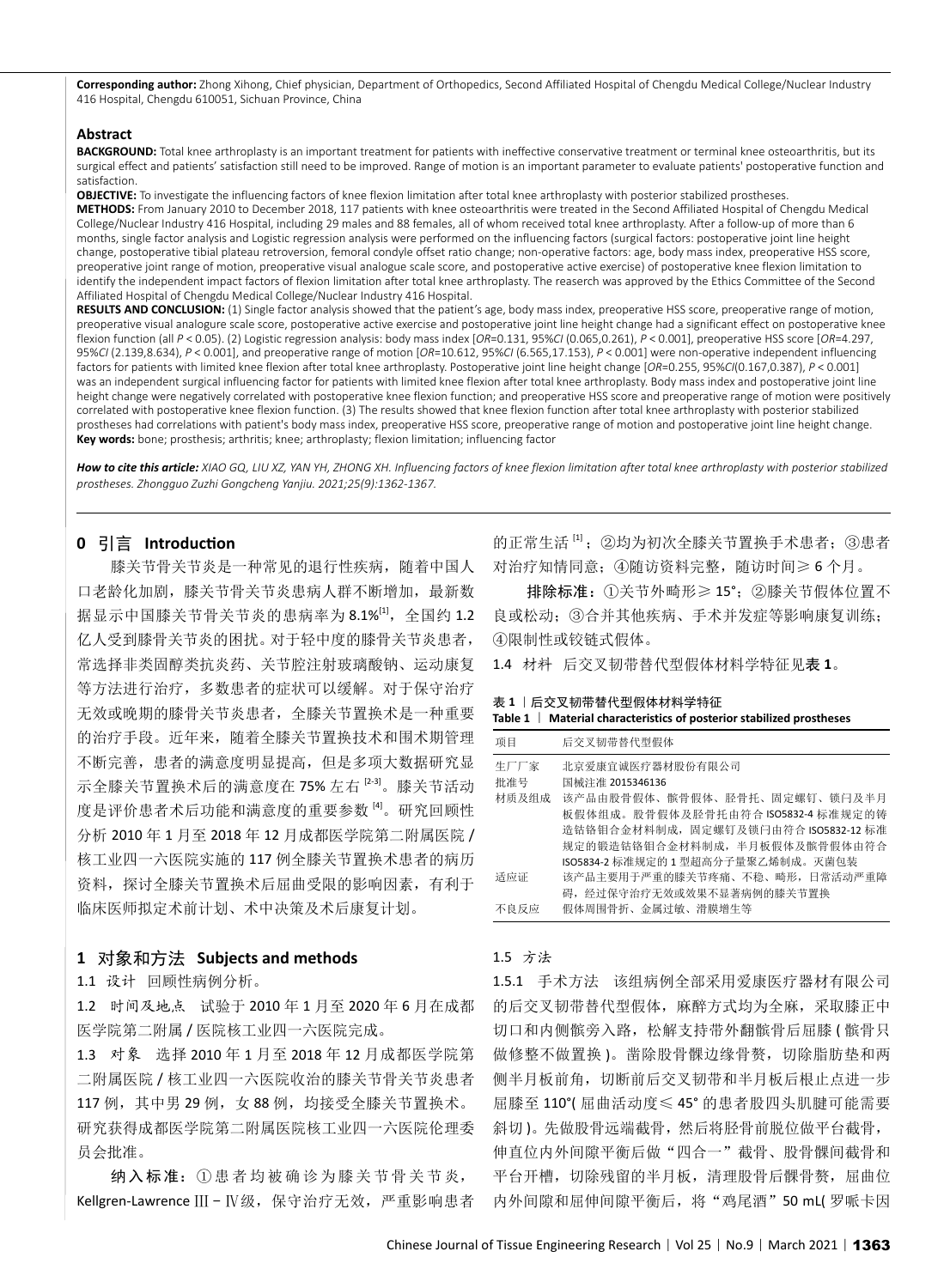**Corresponding author:** Zhong Xihong, Chief physician, Department of Orthopedics, Second Affiliated Hospital of Chengdu Medical College/Nuclear Industry 416 Hospital, Chengdu 610051, Sichuan Province, China

**Abstract**

**BACKGROUND:** Total knee arthroplasty is an important treatment for patients with ineffective conservative treatment or terminal knee osteoarthritis, but its surgical effect and patients' satisfaction still need to be improved. Range of motion is an important parameter to evaluate patients' postoperative function and satisfaction.

**OBJECTIVE:** To investigate the influencing factors of knee flexion limitation after total knee arthroplasty with posterior stabilized prostheses.

**METHODS:** From January 2010 to December 2018, 117 patients with knee osteoarthritis were treated in the Second Affiliated Hospital of Chengdu Medical College/Nuclear Industry 416 Hospital, including 29 males and 88 females, all of whom received total knee arthroplasty. After a follow-up of more than 6 months, single factor analysis and Logistic regression analysis were performed on the influencing factors (surgical factors: postoperative joint line height change, postoperative tibial plateau retroversion, femoral condyle offset ratio change; non-operative factors: age, body mass index, preoperative HSS score, preoperative joint range of motion, preoperative visual analogue scale score, and postoperative active exercise) of postoperative knee flexion limitation to identify the independent impact factors of flexion limitation after total knee arthroplasty. The reaserch was approved by the Ethics Committee of the Second Affiliated Hospital of Chengdu Medical College/Nuclear Industry 416 Hospital.

**RESULTS AND CONCLUSION:** (1) Single factor analysis showed that the patient's age, body mass index, preoperative HSS score, preoperative range of motion, preoperative visual analogure scale score, postoperative active exercise and postoperative joint line height change had a significant effect on postoperative knee flexion function (all $P < 0.05$). (2) Logistic regression analysis: body mass index [$OR$=0.131, 95%$CI$ (0.065,0.261), $P < 0.001$], preoperative HSS score [$OR$=4.297, 95%$CI$ (2.139,8.634), $P < 0.001$], and preoperative range of motion [$OR$=10.612, 95%$CI$ (6.565,17.153), $P < 0.001$] were non-operative independent influencing factors for patients with limited knee flexion after total knee arthroplasty. Postoperative joint line height change [$OR$=0.255, 95%$CI$(0.167,0.387), $P < 0.001$] was an independent surgical influencing factor for patients with limited knee flexion after total knee arthroplasty. Body mass index and postoperative joint line height change were negatively correlated with postoperative knee flexion function; and preoperative HSS score and preoperative range of motion were positively correlated with postoperative knee flexion function. (3) The results showed that knee flexion function after total knee arthroplasty with posterior stabilized prostheses had correlations with patient's body mass index, preoperative HSS score, preoperative range of motion and postoperative joint line height change.

**Key words:** bone; prosthesis; arthritis; knee; arthroplasty; flexion limitation; influencing factor

***How to cite this article:*** *XIAO GQ, LIU XZ, YAN YH, ZHONG XH. Influencing factors of knee flexion limitation after total knee arthroplasty with posterior stabilized prostheses. Zhongguo Zuzhi Gongcheng Yanjiu. 2021;25(9):1362-1367.*

## 0 引言 Introduction

膝关节骨关节炎是一种常见的退行性疾病，随着中国人口老龄化加剧，膝关节骨关节炎患病人群不断增加，最新数据显示中国膝关节骨关节炎的患病率为 8.1%[1]，全国约 1.2 亿人受到膝骨关节炎的困扰。对于轻中度的膝骨关节炎患者，常选择非类固醇类抗炎药、关节腔注射玻璃酸钠、运动康复等方法进行治疗，多数患者的症状可以缓解。对于保守治疗无效或晚期的膝骨关节炎患者，全膝关节置换术是一种重要的治疗手段。近年来，随着全膝关节置换技术和围术期管理不断完善，患者的满意度明显提高，但是多项大数据研究显示全膝关节置换术后的满意度在 75% 左右 [2-3]。膝关节活动度是评价患者术后功能和满意度的重要参数 [4]。研究回顾性分析 2010 年 1 月至 2018 年 12 月成都医学院第二附属医院 / 核工业四一六医院实施的 117 例全膝关节置换术患者的病历资料，探讨全膝关节置换术后屈曲受限的影响因素，有利于临床医师拟定术前计划、术中决策及术后康复计划。

## 1 对象和方法 Subjects and methods

1.1 设计　回顾性病例分析。

1.2 时间及地点　试验于 2010 年 1 月至 2020 年 6 月在成都医学院第二附属 / 医院核工业四一六医院完成。

1.3 对象　选择 2010 年 1 月至 2018 年 12 月成都医学院第二附属医院 / 核工业四一六医院收治的膝关节骨关节炎患者 117 例，其中男 29 例，女 88 例，均接受全膝关节置换术。研究获得成都医学院第二附属医院核工业四一六医院伦理委员会批准。

**纳入标准：**①患者均被确诊为膝关节骨关节炎，Kellgren-Lawrence Ⅲ－Ⅳ级，保守治疗无效，严重影响患者的正常生活 [1]；②均为初次全膝关节置换手术患者；③患者对治疗知情同意；④随访资料完整，随访时间≥ 6 个月。

**排除标准：**①关节外畸形≥ 15°；②膝关节假体位置不良或松动；③合并其他疾病、手术并发症等影响康复训练；④限制性或铰链式假体。

1.4 材料　后交叉韧带替代型假体材料学特征见**表 1**。

**表 1** | **后交叉韧带替代型假体材料学特征**
**Table 1** | **Material characteristics of posterior stabilized prostheses**

| 项目 | 后交叉韧带替代型假体 |
|---|---|
| 生厂厂家 | 北京爱康宜诚医疗器材股份有限公司 |
| 批准号 | 国械注准 2015346136 |
| 材质及组成 | 该产品由股骨假体、髌骨假体、胫骨托、固定螺钉、锁门及半月板假体组成。股骨假体及胫骨托由符合 ISO5832-4 标准规定的铸造钴铬钼合金材料制成，固定螺钉及锁门由符合 ISO5832-12 标准规定的锻造钴铬钼合金材料制成，半月板假体及髌骨假体由符合 ISO5834-2 标准规定的 1 型超高分子量聚乙烯制成。灭菌包装 |
| 适应证 | 该产品主要用于严重的膝关节疼痛、不稳、畸形，日常活动严重障碍，经过保守治疗无效或效果不显著病例的膝关节置换 |
| 不良反应 | 假体周围骨折、金属过敏、滑膜增生等 |

1.5 方法

1.5.1 手术方法　该组病例全部采用爱康医疗器材有限公司的后交叉韧带替代型假体，麻醉方式均为全麻，采取膝正中切口和内侧髌旁入路，松解支持带外翻髌骨后屈膝 ( 髌骨只做修整不做置换 )。凿除股骨髁边缘骨赘，切除脂肪垫和两侧半月板前角，切断前后交叉韧带和半月板后根止点进一步屈膝至 110°( 屈曲活动度≤ 45° 的患者股四头肌腱可能需要斜切 )。先做股骨远端截骨，然后将胫骨前脱位做平台截骨，伸直位内外间隙平衡后做“四合一”截骨、股骨髁间截骨和平台开槽，切除残留的半月板，清理股骨后髁骨赘，屈曲位内外间隙和屈伸间隙平衡后，将“鸡尾酒”50 mL( 罗哌卡因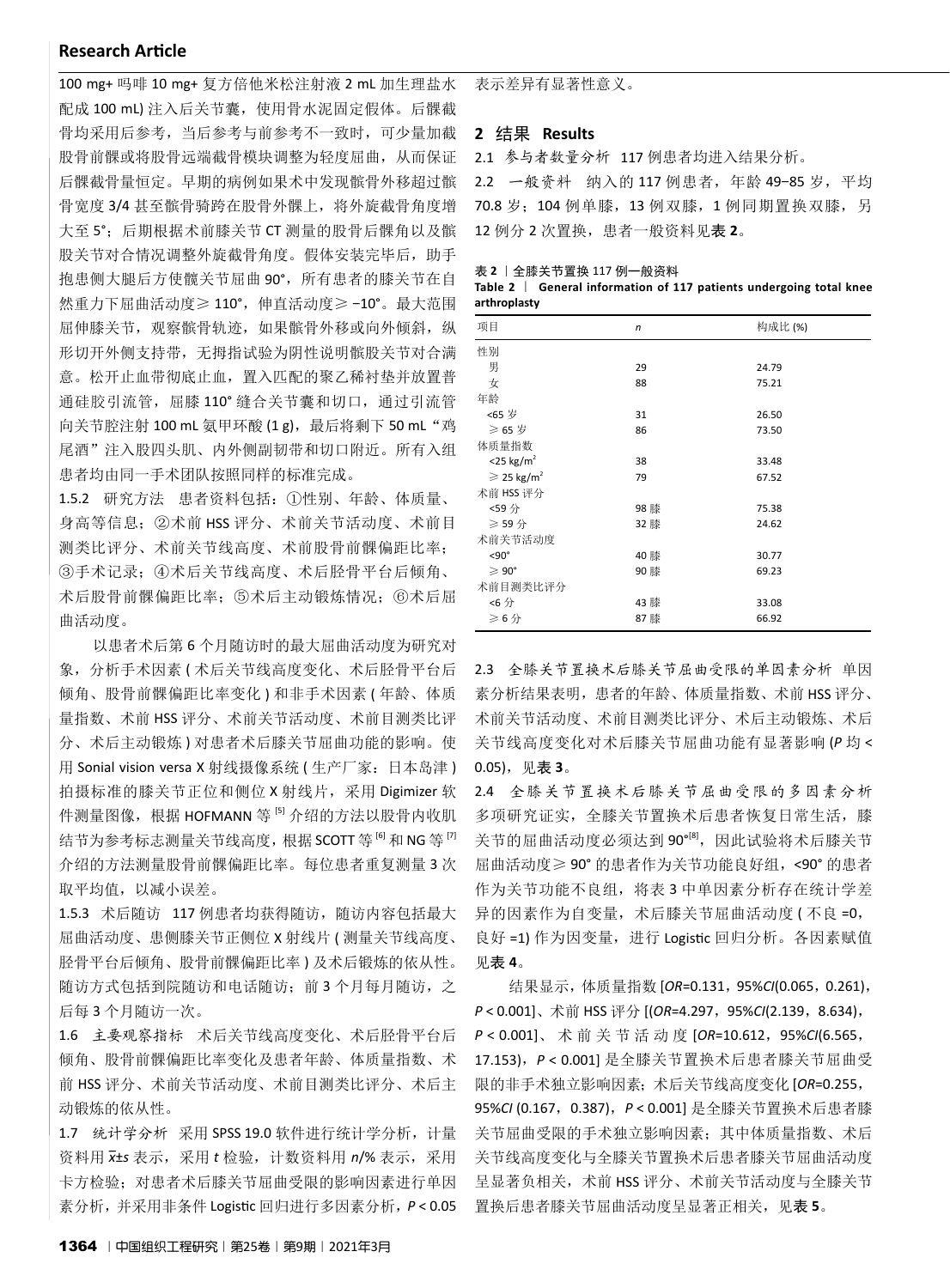100 mg+ 吗啡 10 mg+ 复方倍他米松注射液 2 mL 加生理盐水配成 100 mL) 注入后关节囊，使用骨水泥固定假体。后髁截骨均采用后参考，当后参考与前参考不一致时，可少量加截股骨前髁或将股骨远端截骨模块调整为轻度屈曲，从而保证后髁截骨量恒定。早期的病例如果术中发现髌骨外移超过髌骨宽度 3/4 甚至髌骨骑跨在股骨外髁上，将外旋截骨角度增大至 5°；后期根据术前膝关节 CT 测量的股骨后髁角以及髌股关节对合情况调整外旋截骨角度。假体安装完毕后，助手抱患侧大腿后方使髋关节屈曲 90°，所有患者的膝关节在自然重力下屈曲活动度≥ 110°，伸直活动度≥ −10°。最大范围屈伸膝关节，观察髌骨轨迹，如果髌骨外移或向外倾斜，纵形切开外侧支持带，无拇指试验为阴性说明髌股关节对合满意。松开止血带彻底止血，置入匹配的聚乙稀衬垫并放置普通硅胶引流管，屈膝 110° 缝合关节囊和切口，通过引流管向关节腔注射 100 mL 氨甲环酸 (1 g)，最后将剩下 50 mL“鸡尾酒”注入股四头肌、内外侧副韧带和切口附近。所有入组患者均由同一手术团队按照同样的标准完成。

1.5.2 研究方法 患者资料包括：①性别、年龄、体质量、身高等信息；②术前 HSS 评分、术前关节活动度、术前目测类比评分、术前关节线高度、术前股骨前髁偏距比率；③手术记录；④术后关节线高度、术后胫骨平台后倾角、术后股骨前髁偏距比率；⑤术后主动锻炼情况；⑥术后屈曲活动度。

以患者术后第 6 个月随访时的最大屈曲活动度为研究对象，分析手术因素 ( 术后关节线高度变化、术后胫骨平台后倾角、股骨前髁偏距比率变化 ) 和非手术因素 ( 年龄、体质量指数、术前 HSS 评分、术前关节活动度、术前目测类比评分、术后主动锻炼 ) 对患者术后膝关节屈曲功能的影响。使用 Sonial vision versa X 射线摄像系统 ( 生产厂家：日本岛津 ) 拍摄标准的膝关节正位和侧位 X 射线片，采用 Digimizer 软件测量图像，根据 HOFMANN 等 [5] 介绍的方法以股骨内收肌结节为参考标志测量关节线高度，根据 SCOTT 等 [6] 和 NG 等 [7] 介绍的方法测量股骨前髁偏距比率。每位患者重复测量 3 次取平均值，以减小误差。

1.5.3 术后随访 117 例患者均获得随访，随访内容包括最大屈曲活动度、患侧膝关节正侧位 X 射线片 ( 测量关节线高度、胫骨平台后倾角、股骨前髁偏距比率 ) 及术后锻炼的依从性。随访方式包括到院随访和电话随访；前 3 个月每月随访，之后每 3 个月随访一次。

1.6 主要观察指标 术后关节线高度变化、术后胫骨平台后倾角、股骨前髁偏距比率变化及患者年龄、体质量指数、术前 HSS 评分、术前关节活动度、术前目测类比评分、术后主动锻炼的依从性。

1.7 统计学分析 采用 SPSS 19.0 软件进行统计学分析，计量资料用 $\bar{x}±s$ 表示，采用 $t$ 检验，计数资料用 $n$/% 表示，采用卡方检验；对患者术后膝关节屈曲受限的影响因素进行单因素分析，并采用非条件 Logistic 回归进行多因素分析，$P < 0.05$ 表示差异有显著性意义。

## 2 结果 Results

2.1 参与者数量分析 117 例患者均进入结果分析。

2.2 一般资料 纳入的 117 例患者，年龄 49−85 岁，平均 70.8 岁；104 例单膝，13 例双膝，1 例同期置换双膝，另 12 例分 2 次置换，患者一般资料见**表 2**。

**表 2** | 全膝关节置换 117 例一般资料
**Table 2** | **General information of 117 patients undergoing total knee arthroplasty**

| 项目 | $n$ | 构成比 (%) |
|---|---|---|
| 性别 | | |
| 男 | 29 | 24.79 |
| 女 | 88 | 75.21 |
| 年龄 | | |
| <65 岁 | 31 | 26.50 |
| ≥ 65 岁 | 86 | 73.50 |
| 体质量指数 | | |
| <25 kg/m$^2$ | 38 | 33.48 |
| ≥ 25 kg/m$^2$ | 79 | 67.52 |
| 术前 HSS 评分 | | |
| <59 分 | 98 膝 | 75.38 |
| ≥ 59 分 | 32 膝 | 24.62 |
| 术前关节活动度 | | |
| <90° | 40 膝 | 30.77 |
| ≥ 90° | 90 膝 | 69.23 |
| 术前目测类比评分 | | |
| <6 分 | 43 膝 | 33.08 |
| ≥ 6 分 | 87 膝 | 66.92 |

2.3 全膝关节置换术后膝关节屈曲受限的单因素分析 单因素分析结果表明，患者的年龄、体质量指数、术前 HSS 评分、术前关节活动度、术前目测类比评分、术后主动锻炼、术后关节线高度变化对术后膝关节屈曲功能有显著影响 ($P$ 均 < 0.05)，见**表 3**。

2.4 全膝关节置换术后膝关节屈曲受限的多因素分析 多项研究证实，全膝关节置换术后患者恢复日常生活，膝关节的屈曲活动度必须达到 90°[8]，因此试验将术后膝关节屈曲活动度≥ 90° 的患者作为关节功能良好组，<90° 的患者作为关节功能不良组，将表 3 中单因素分析存在统计学差异的因素作为自变量，术后膝关节屈曲活动度 ( 不良 =0，良好 =1) 作为因变量，进行 Logistic 回归分析。各因素赋值见**表 4**。

结果显示，体质量指数 [$OR$=0.131，95%$CI$(0.065，0.261)，$P$ < 0.001]、术前 HSS 评分 [($OR$=4.297，95%$CI$(2.139，8.634)，$P$ < 0.001]、术前关节活动度 [$OR$=10.612，95%$CI$(6.565，17.153)，$P$ < 0.001] 是全膝关节置换术后患者膝关节屈曲受限的非手术独立影响因素；术后关节线高度变化 [$OR$=0.255，95%$CI$ (0.167，0.387)，$P$ < 0.001] 是全膝关节置换术后患者膝关节屈曲受限的手术独立影响因素；其中体质量指数、术后关节线高度变化与全膝关节置换术后患者膝关节屈曲活动度呈显著负相关，术前 HSS 评分、术前关节活动度与全膝关节置换后患者膝关节屈曲活动度呈显著正相关，见**表 5**。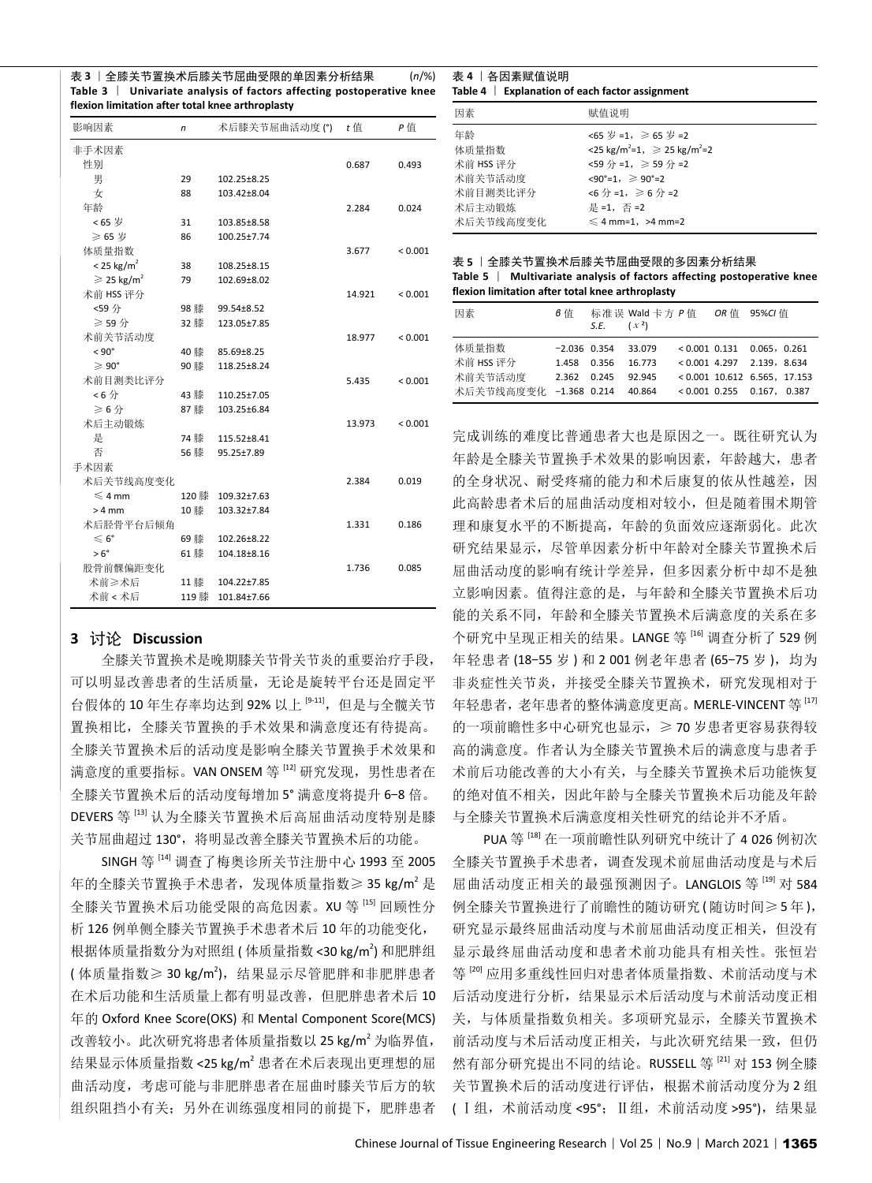**表 3** | 全膝关节置换术后膝关节屈曲受限的单因素分析结果 (*n*/%)

**Table 3** | **Univariate analysis of factors affecting postoperative knee flexion limitation after total knee arthroplasty**

| 影响因素 | *n* | 术后膝关节屈曲活动度 (°) | *t* 值 | *P* 值 |
|---|---|---|---|---|
| 非手术因素 | | | | |
| 性别 | | | 0.687 | 0.493 |
| 男 | 29 | 102.25±8.25 | | |
| 女 | 88 | 103.42±8.04 | | |
| 年龄 | | | 2.284 | 0.024 |
| < 65 岁 | 31 | 103.85±8.58 | | |
| ≥ 65 岁 | 86 | 100.25±7.74 | | |
| 体质量指数 | | | 3.677 | < 0.001 |
| < 25 kg/m$^2$ | 38 | 108.25±8.15 | | |
| ≥ 25 kg/m$^2$ | 79 | 102.69±8.02 | | |
| 术前 HSS 评分 | | | 14.921 | < 0.001 |
| <59 分 | 98 膝 | 99.54±8.52 | | |
| ≥ 59 分 | 32 膝 | 123.05±7.85 | | |
| 术前关节活动度 | | | 18.977 | < 0.001 |
| < 90° | 40 膝 | 85.69±8.25 | | |
| ≥ 90° | 90 膝 | 118.25±8.24 | | |
| 术前目测类比评分 | | | 5.435 | < 0.001 |
| < 6 分 | 43 膝 | 110.25±7.05 | | |
| ≥ 6 分 | 87 膝 | 103.25±6.84 | | |
| 术后主动锻炼 | | | 13.973 | < 0.001 |
| 是 | 74 膝 | 115.52±8.41 | | |
| 否 | 56 膝 | 95.25±7.89 | | |
| 手术因素 | | | | |
| 术后关节线高度变化 | | | 2.384 | 0.019 |
| ≤ 4 mm | 120 膝 | 109.32±7.63 | | |
| > 4 mm | 10 膝 | 103.32±7.84 | | |
| 术后胫骨平台后倾角 | | | 1.331 | 0.186 |
| ≤ 6° | 69 膝 | 102.26±8.22 | | |
| > 6° | 61 膝 | 104.18±8.16 | | |
| 股骨前髁偏距变化 | | | 1.736 | 0.085 |
| 术前≥术后 | 11 膝 | 104.22±7.85 | | |
| 术前 < 术后 | 119 膝 | 101.84±7.66 | | |

**表 4** | 各因素赋值说明

**Table 4** | **Explanation of each factor assignment**

| 因素 | 赋值说明 |
|---|---|
| 年龄 | <65 岁 =1，≥ 65 岁 =2 |
| 体质量指数 | <25 kg/m$^2$=1，≥ 25 kg/m$^2$=2 |
| 术前 HSS 评分 | <59 分 =1，≥ 59 分 =2 |
| 术前关节活动度 | <90°=1，≥ 90°=2 |
| 术前目测类比评分 | <6 分 =1，≥ 6 分 =2 |
| 术后主动锻炼 | 是 =1，否 =2 |
| 术后关节线高度变化 | ≤ 4 mm=1，>4 mm=2 |

**表 5** | 全膝关节置换术后膝关节屈曲受限的多因素分析结果

**Table 5** | **Multivariate analysis of factors affecting postoperative knee flexion limitation after total knee arthroplasty**

| 因素 | *β* 值 | 标准误 *S.E.* | Wald 卡方 ($\chi^2$) | *P* 值 | *OR* 值 | 95%*CI* 值 |
|---|---|---|---|---|---|---|
| 体质量指数 | −2.036 | 0.354 | 33.079 | < 0.001 | 0.131 | 0.065，0.261 |
| 术前 HSS 评分 | 1.458 | 0.356 | 16.773 | < 0.001 | 4.297 | 2.139，8.634 |
| 术前关节活动度 | 2.362 | 0.245 | 92.945 | < 0.001 | 10.612 | 6.565，17.153 |
| 术后关节线高度变化 | −1.368 | 0.214 | 40.864 | < 0.001 | 0.255 | 0.167，0.387 |

## 3 讨论 Discussion

全膝关节置换术是晚期膝关节骨关节炎的重要治疗手段，可以明显改善患者的生活质量，无论是旋转平台还是固定平台假体的 10 年生存率均达到 92% 以上 [9-11]，但是与全髋关节置换相比，全膝关节置换的手术效果和满意度还有待提高。全膝关节置换术后的活动度是影响全膝关节置换手术效果和满意度的重要指标。VAN ONSEM 等 [12] 研究发现，男性患者在全膝关节置换术后的活动度每增加 5° 满意度将提升 6−8 倍。DEVERS 等 [13] 认为全膝关节置换术后高屈曲活动度特别是膝关节屈曲超过 130°，将明显改善全膝关节置换术后的功能。

SINGH 等 [14] 调查了梅奥诊所关节注册中心 1993 至 2005 年的全膝关节置换手术患者，发现体质量指数≥ 35 kg/m$^2$ 是全膝关节置换术后功能受限的高危因素。XU 等 [15] 回顾性分析 126 例单侧全膝关节置换手术患者术后 10 年的功能变化，根据体质量指数分为对照组 ( 体质量指数 <30 kg/m$^2$) 和肥胖组 ( 体质量指数≥ 30 kg/m$^2$)，结果显示尽管肥胖和非肥胖患者在术后功能和生活质量上都有明显改善，但肥胖患者术后 10 年的 Oxford Knee Score(OKS) 和 Mental Component Score(MCS) 改善较小。此次研究将患者体质量指数以 25 kg/m$^2$ 为临界值，结果显示体质量指数 <25 kg/m$^2$ 患者在术后表现出更理想的屈曲活动度，考虑可能与非肥胖患者在屈曲时膝关节后方的软组织阻挡小有关；另外在训练强度相同的前提下，肥胖患者完成训练的难度比普通患者大也是原因之一。既往研究认为年龄是全膝关节置换手术效果的影响因素，年龄越大，患者的全身状况、耐受疼痛的能力和术后康复的依从性越差，因此高龄患者术后的屈曲活动度相对较小，但是随着围术期管理和康复水平的不断提高，年龄的负面效应逐渐弱化。此次研究结果显示，尽管单因素分析中年龄对全膝关节置换术后屈曲活动度的影响有统计学差异，但多因素分析中却不是独立影响因素。值得注意的是，与年龄和全膝关节置换术后功能的关系不同，年龄和全膝关节置换术后满意度的关系在多个研究中呈现正相关的结果。LANGE 等 [16] 调查分析了 529 例年轻患者 (18−55 岁 ) 和 2 001 例老年患者 (65−75 岁 )，均为非炎症性关节炎，并接受全膝关节置换术，研究发现相对于年轻患者，老年患者的整体满意度更高。MERLE-VINCENT 等 [17] 的一项前瞻性多中心研究也显示，≥ 70 岁患者更容易获得较高的满意度。作者认为全膝关节置换术后的满意度与患者手术前后功能改善的大小有关，与全膝关节置换术后功能恢复的绝对值不相关，因此年龄与全膝关节置换术后功能及年龄与全膝关节置换术后满意度相关性研究的结论并不矛盾。

PUA 等 [18] 在一项前瞻性队列研究中统计了 4 026 例初次全膝关节置换手术患者，调查发现术前屈曲活动度是与术后屈曲活动度正相关的最强预测因子。LANGLOIS 等 [19] 对 584 例全膝关节置换进行了前瞻性的随访研究 ( 随访时间≥ 5 年 )，研究显示最终屈曲活动度与术前屈曲活动度正相关，但没有显示最终屈曲活动度和患者术前功能具有相关性。张恒岩等 [20] 应用多重线性回归对患者体质量指数、术前活动度与术后活动度进行分析，结果显示术后活动度与术前活动度正相关，与体质量指数负相关。多项研究显示，全膝关节置换术前活动度与术后活动度正相关，与此次研究结果一致，但仍然有部分研究提出不同的结论。RUSSELL 等 [21] 对 153 例全膝关节置换术后的活动度进行评估，根据术前活动度分为 2 组 ( Ⅰ组，术前活动度 <95°；Ⅱ组，术前活动度 >95°)，结果显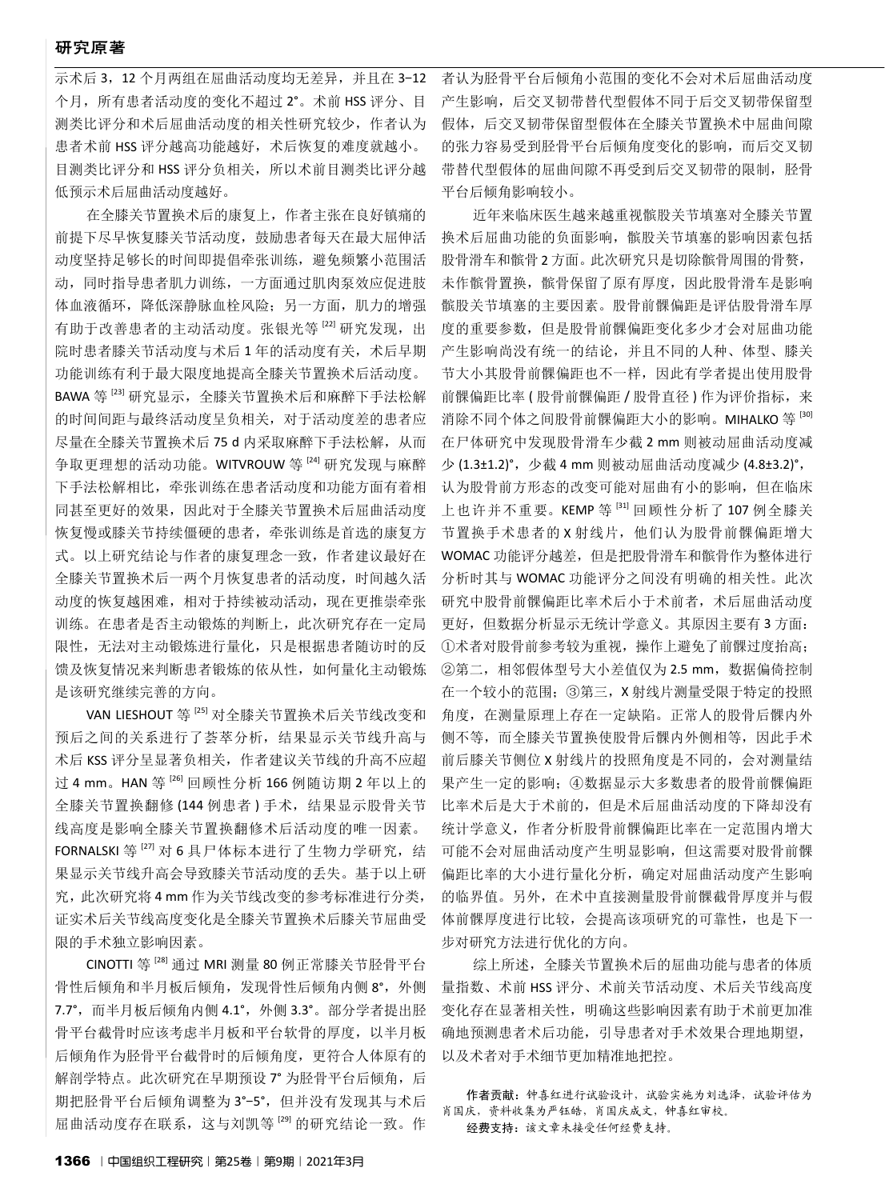示术后 3，12 个月两组在屈曲活动度均无差异，并且在 3-12 个月，所有患者活动度的变化不超过 2°。术前 HSS 评分、目测类比评分和术后屈曲活动度的相关性研究较少，作者认为患者术前 HSS 评分越高功能越好，术后恢复的难度就越小。目测类比评分和 HSS 评分负相关，所以术前目测类比评分越低预示术后屈曲活动度越好。

在全膝关节置换术后的康复上，作者主张在良好镇痛的前提下尽早恢复膝关节活动度，鼓励患者每天在最大屈伸活动度坚持足够长的时间即提倡牵张训练，避免频繁小范围活动，同时指导患者肌力训练，一方面通过肌肉泵效应促进肢体血液循环，降低深静脉血栓风险；另一方面，肌力的增强有助于改善患者的主动活动度。张银光等[22]研究发现，出院时患者膝关节活动度与术后 1 年的活动度有关，术后早期功能训练有利于最大限度地提高全膝关节置换术后活动度。BAWA 等[23]研究显示，全膝关节置换术后和麻醉下手法松解的时间间距与最终活动度呈负相关，对于活动度差的患者应尽量在全膝关节置换术后 75 d 内采取麻醉下手法松解，从而争取更理想的活动功能。WITVROUW 等[24]研究发现与麻醉下手法松解相比，牵张训练在患者活动度和功能方面有着相同甚至更好的效果，因此对于全膝关节置换术后屈曲活动度恢复慢或膝关节持续僵硬的患者，牵张训练是首选的康复方式。以上研究结论与作者的康复理念一致，作者建议最好在全膝关节置换术后一两个月恢复患者的活动度，时间越久活动度的恢复越困难，相对于持续被动活动，现在更推崇牵张训练。在患者是否主动锻炼的判断上，此次研究存在一定局限性，无法对主动锻炼进行量化，只是根据患者随访时的反馈及恢复情况来判断患者锻炼的依从性，如何量化主动锻炼是该研究继续完善的方向。

VAN LIESHOUT 等[25]对全膝关节置换术后关节线改变和预后之间的关系进行了荟萃分析，结果显示关节线升高与术后 KSS 评分呈显著负相关，作者建议关节线的升高不应超过 4 mm。HAN 等[26]回顾性分析 166 例随访期 2 年以上的全膝关节置换翻修 (144 例患者 ) 手术，结果显示股骨关节线高度是影响全膝关节置换翻修术后活动度的唯一因素。FORNALSKI 等[27]对 6 具尸体标本进行了生物力学研究，结果显示关节线升高会导致膝关节活动度的丢失。基于以上研究，此次研究将 4 mm 作为关节线改变的参考标准进行分类，证实术后关节线高度变化是全膝关节置换术后膝关节屈曲受限的手术独立影响因素。

CINOTTI 等[28]通过 MRI 测量 80 例正常膝关节胫骨平台骨性后倾角和半月板后倾角，发现骨性后倾角内侧 8°，外侧 7.7°，而半月板后倾角内侧 4.1°，外侧 3.3°。部分学者提出胫骨平台截骨时应该考虑半月板和平台软骨的厚度，以半月板后倾角作为胫骨平台截骨时的后倾角度，更符合人体原有的解剖学特点。此次研究在早期预设 7° 为胫骨平台后倾角，后期把胫骨平台后倾角调整为 3°-5°，但并没有发现其与术后屈曲活动度存在联系，这与刘凯等[29]的研究结论一致。作者认为胫骨平台后倾角小范围的变化不会对术后屈曲活动度产生影响，后交叉韧带替代型假体不同于后交叉韧带保留型假体，后交叉韧带保留型假体在全膝关节置换术中屈曲间隙的张力容易受到胫骨平台后倾角度变化的影响，而后交叉韧带替代型假体的屈曲间隙不再受到后交叉韧带的限制，胫骨平台后倾角影响较小。

近年来临床医生越来越重视髌股关节填塞对全膝关节置换术后屈曲功能的负面影响，髌股关节填塞的影响因素包括股骨滑车和髌骨 2 方面。此次研究只是切除髌骨周围的骨赘，未作髌骨置换，髌骨保留了原有厚度，因此股骨滑车是影响髌股关节填塞的主要因素。股骨前髁偏距是评估股骨滑车厚度的重要参数，但是股骨前髁偏距变化多少才会对屈曲功能产生影响尚没有统一的结论，并且不同的人种、体型、膝关节大小其股骨前髁偏距也不一样，因此有学者提出使用股骨前髁偏距比率 ( 股骨前髁偏距 / 股骨直径 ) 作为评价指标，来消除不同个体之间股骨前髁偏距大小的影响。MIHALKO 等[30]在尸体研究中发现股骨滑车少截 2 mm 则被动屈曲活动度减少 (1.3±1.2)°，少截 4 mm 则被动屈曲活动度减少 (4.8±3.2)°，认为股骨前方形态的改变可能对屈曲有小的影响，但在临床上也许并不重要。KEMP 等[31]回顾性分析了 107 例全膝关节置换手术患者的 X 射线片，他们认为股骨前髁偏距增大 WOMAC 功能评分越差，但是把股骨滑车和髌骨作为整体进行分析时其与 WOMAC 功能评分之间没有明确的相关性。此次研究中股骨前髁偏距比率术后小于术前者，术后屈曲活动度更好，但数据分析显示无统计学意义。其原因主要有 3 方面：①术者对股骨前参考较为重视，操作上避免了前髁过度抬高；②第二，相邻假体型号大小差值仅为 2.5 mm，数据偏倚控制在一个较小的范围；③第三，X 射线片测量受限于特定的投照角度，在测量原理上存在一定缺陷。正常人的股骨后髁内外侧不等，而全膝关节置换使股骨后髁内外侧相等，因此手术前后膝关节侧位 X 射线片的投照角度是不同的，会对测量结果产生一定的影响；④数据显示大多数患者的股骨前髁偏距比率术后是大于术前的，但是术后屈曲活动度的下降却没有统计学意义，作者分析股骨前髁偏距比率在一定范围内增大可能不会对屈曲活动度产生明显影响，但这需要对股骨前髁偏距比率的大小进行量化分析，确定对屈曲活动度产生影响的临界值。另外，在术中直接测量股骨前髁截骨厚度并与假体前髁厚度进行比较，会提高该项研究的可靠性，也是下一步对研究方法进行优化的方向。

综上所述，全膝关节置换术后的屈曲功能与患者的体质量指数、术前 HSS 评分、术前关节活动度、术后关节线高度变化存在显著相关性，明确这些影响因素有助于术前更加准确地预测患者术后功能，引导患者对手术效果合理地期望，以及术者对手术细节更加精准地把控。

**作者贡献：**钟喜红进行试验设计，试验实施为刘选泽，试验评估为肖国庆，资料收集为严钰皓，肖国庆成文，钟喜红审校。

**经费支持：**该文章未接受任何经费支持。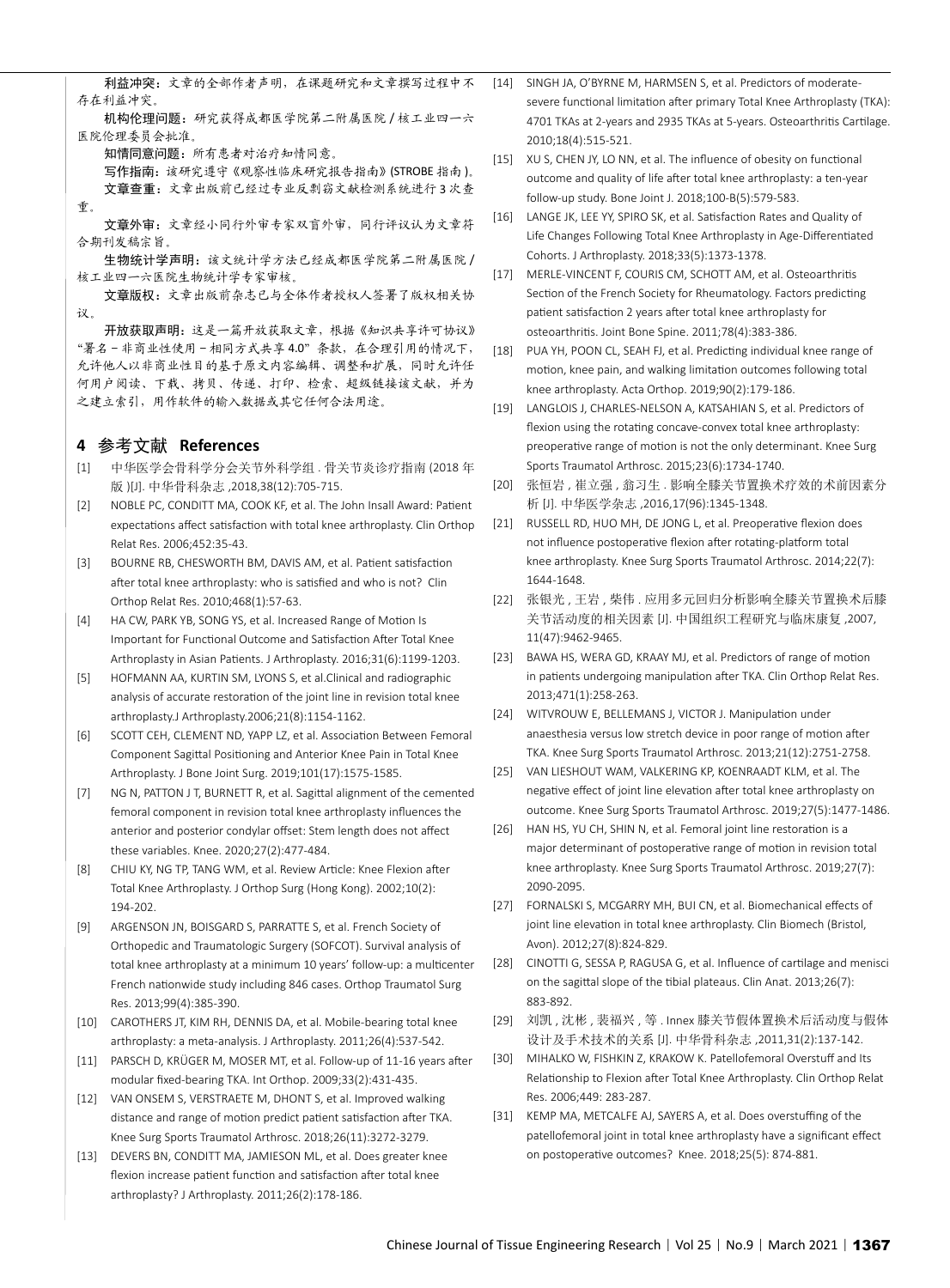**利益冲突：**文章的全部作者声明，在课题研究和文章撰写过程中不存在利益冲突。

**机构伦理问题：**研究获得成都医学院第二附属医院 / 核工业四一六医院伦理委员会批准。

**知情同意问题：**所有患者对治疗知情同意。

**写作指南：**该研究遵守《观察性临床研究报告指南》(STROBE 指南 )。

**文章查重：**文章出版前已经过专业反剽窃文献检测系统进行 3 次查重。

**文章外审：**文章经小同行外审专家双盲外审，同行评议认为文章符合期刊发稿宗旨。

**生物统计学声明：**该文统计学方法已经成都医学院第二附属医院 / 核工业四一六医院生物统计学专家审核。

**文章版权：**文章出版前杂志已与全体作者授权人签署了版权相关协议。

**开放获取声明：**这是一篇开放获取文章，根据《知识共享许可协议》"署名 - 非商业性使用 - 相同方式共享 4.0" 条款，在合理引用的情况下，允许他人以非商业性目的基于原文内容编辑、调整和扩展，同时允许任何用户阅读、下载、拷贝、传递、打印、检索、超级链接该文献，并为之建立索引，用作软件的输入数据或其它任何合法用途。

## 4 参考文献 References

[1] 中华医学会骨科学分会关节外科学组 . 骨关节炎诊疗指南 (2018 年版 )[J]. 中华骨科杂志 ,2018,38(12):705-715.

[2] NOBLE PC, CONDITT MA, COOK KF, et al. The John Insall Award: Patient expectations affect satisfaction with total knee arthroplasty. Clin Orthop Relat Res. 2006;452:35-43.

[3] BOURNE RB, CHESWORTH BM, DAVIS AM, et al. Patient satisfaction after total knee arthroplasty: who is satisfied and who is not? Clin Orthop Relat Res. 2010;468(1):57-63.

[4] HA CW, PARK YB, SONG YS, et al. Increased Range of Motion Is Important for Functional Outcome and Satisfaction After Total Knee Arthroplasty in Asian Patients. J Arthroplasty. 2016;31(6):1199-1203.

[5] HOFMANN AA, KURTIN SM, LYONS S, et al.Clinical and radiographic analysis of accurate restoration of the joint line in revision total knee arthroplasty.J Arthroplasty.2006;21(8):1154-1162.

[6] SCOTT CEH, CLEMENT ND, YAPP LZ, et al. Association Between Femoral Component Sagittal Positioning and Anterior Knee Pain in Total Knee Arthroplasty. J Bone Joint Surg. 2019;101(17):1575-1585.

[7] NG N, PATTON J T, BURNETT R, et al. Sagittal alignment of the cemented femoral component in revision total knee arthroplasty influences the anterior and posterior condylar offset: Stem length does not affect these variables. Knee. 2020;27(2):477-484.

[8] CHIU KY, NG TP, TANG WM, et al. Review Article: Knee Flexion after Total Knee Arthroplasty. J Orthop Surg (Hong Kong). 2002;10(2): 194-202.

[9] ARGENSON JN, BOISGARD S, PARRATTE S, et al. French Society of Orthopedic and Traumatologic Surgery (SOFCOT). Survival analysis of total knee arthroplasty at a minimum 10 years' follow-up: a multicenter French nationwide study including 846 cases. Orthop Traumatol Surg Res. 2013;99(4):385-390.

[10] CAROTHERS JT, KIM RH, DENNIS DA, et al. Mobile-bearing total knee arthroplasty: a meta-analysis. J Arthroplasty. 2011;26(4):537-542.

[11] PARSCH D, KRÜGER M, MOSER MT, et al. Follow-up of 11-16 years after modular fixed-bearing TKA. Int Orthop. 2009;33(2):431-435.

[12] VAN ONSEM S, VERSTRAETE M, DHONT S, et al. Improved walking distance and range of motion predict patient satisfaction after TKA. Knee Surg Sports Traumatol Arthrosc. 2018;26(11):3272-3279.

[13] DEVERS BN, CONDITT MA, JAMIESON ML, et al. Does greater knee flexion increase patient function and satisfaction after total knee arthroplasty? J Arthroplasty. 2011;26(2):178-186.

[14] SINGH JA, O'BYRNE M, HARMSEN S, et al. Predictors of moderate-severe functional limitation after primary Total Knee Arthroplasty (TKA): 4701 TKAs at 2-years and 2935 TKAs at 5-years. Osteoarthritis Cartilage. 2010;18(4):515-521.

[15] XU S, CHEN JY, LO NN, et al. The influence of obesity on functional outcome and quality of life after total knee arthroplasty: a ten-year follow-up study. Bone Joint J. 2018;100-B(5):579-583.

[16] LANGE JK, LEE YY, SPIRO SK, et al. Satisfaction Rates and Quality of Life Changes Following Total Knee Arthroplasty in Age-Differentiated Cohorts. J Arthroplasty. 2018;33(5):1373-1378.

[17] MERLE-VINCENT F, COURIS CM, SCHOTT AM, et al. Osteoarthritis Section of the French Society for Rheumatology. Factors predicting patient satisfaction 2 years after total knee arthroplasty for osteoarthritis. Joint Bone Spine. 2011;78(4):383-386.

[18] PUA YH, POON CL, SEAH FJ, et al. Predicting individual knee range of motion, knee pain, and walking limitation outcomes following total knee arthroplasty. Acta Orthop. 2019;90(2):179-186.

[19] LANGLOIS J, CHARLES-NELSON A, KATSAHIAN S, et al. Predictors of flexion using the rotating concave-convex total knee arthroplasty: preoperative range of motion is not the only determinant. Knee Surg Sports Traumatol Arthrosc. 2015;23(6):1734-1740.

[20] 张恒岩 , 崔立强 , 翁习生 . 影响全膝关节置换术疗效的术前因素分析 [J]. 中华医学杂志 ,2016,17(96):1345-1348.

[21] RUSSELL RD, HUO MH, DE JONG L, et al. Preoperative flexion does not influence postoperative flexion after rotating-platform total knee arthroplasty. Knee Surg Sports Traumatol Arthrosc. 2014;22(7): 1644-1648.

[22] 张银光 , 王岩 , 柴伟 . 应用多元回归分析影响全膝关节置换术后膝关节活动度的相关因素 [J]. 中国组织工程研究与临床康复 ,2007, 11(47):9462-9465.

[23] BAWA HS, WERA GD, KRAAY MJ, et al. Predictors of range of motion in patients undergoing manipulation after TKA. Clin Orthop Relat Res. 2013;471(1):258-263.

[24] WITVROUW E, BELLEMANS J, VICTOR J. Manipulation under anaesthesia versus low stretch device in poor range of motion after TKA. Knee Surg Sports Traumatol Arthrosc. 2013;21(12):2751-2758.

[25] VAN LIESHOUT WAM, VALKERING KP, KOENRAADT KLM, et al. The negative effect of joint line elevation after total knee arthroplasty on outcome. Knee Surg Sports Traumatol Arthrosc. 2019;27(5):1477-1486.

[26] HAN HS, YU CH, SHIN N, et al. Femoral joint line restoration is a major determinant of postoperative range of motion in revision total knee arthroplasty. Knee Surg Sports Traumatol Arthrosc. 2019;27(7): 2090-2095.

[27] FORNALSKI S, MCGARRY MH, BUI CN, et al. Biomechanical effects of joint line elevation in total knee arthroplasty. Clin Biomech (Bristol, Avon). 2012;27(8):824-829.

[28] CINOTTI G, SESSA P, RAGUSA G, et al. Influence of cartilage and menisci on the sagittal slope of the tibial plateaus. Clin Anat. 2013;26(7): 883-892.

[29] 刘凯 , 沈彬 , 裴福兴 , 等 . Innex 膝关节假体置换术后活动度与假体设计及手术技术的关系 [J]. 中华骨科杂志 ,2011,31(2):137-142.

[30] MIHALKO W, FISHKIN Z, KRAKOW K. Patellofemoral Overstuff and Its Relationship to Flexion after Total Knee Arthroplasty. Clin Orthop Relat Res. 2006;449: 283-287.

[31] KEMP MA, METCALFE AJ, SAYERS A, et al. Does overstuffing of the patellofemoral joint in total knee arthroplasty have a significant effect on postoperative outcomes? Knee. 2018;25(5): 874-881.